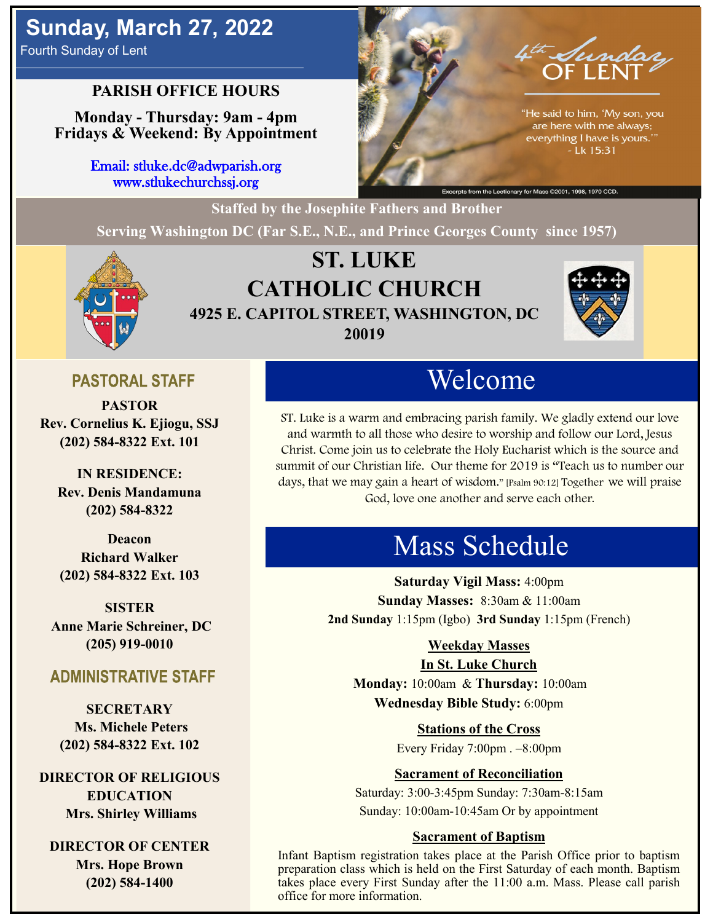# Sunday, March 27, 2022

Fourth Sunday of Lent

**PARISH OFFICE HOURS**

**Monday - Thursday: 9am - 4pm**
**Fridays & Weekend: By Appointment**

Email: stluke.dc@adwparish.org
www.stlukechurchssj.org

4th Sunday OF LENT

"He said to him, 'My son, you are here with me always; everything I have is yours.'" - Lk 15:31

Excerpts from the Lectionary for Mass ©2001, 1998, 1970 CCD.

**Staffed by the Josephite Fathers and Brother**
**Serving Washington DC (Far S.E., N.E., and Prince Georges County since 1957)**

# ST. LUKE CATHOLIC CHURCH

**4925 E. CAPITOL STREET, WASHINGTON, DC 20019**

## PASTORAL STAFF

**PASTOR**
**Rev. Cornelius K. Ejiogu, SSJ**
**(202) 584-8322 Ext. 101**

**IN RESIDENCE:**
**Rev. Denis Mandamuna**
**(202) 584-8322**

**Deacon**
**Richard Walker**
**(202) 584-8322 Ext. 103**

**SISTER**
**Anne Marie Schreiner, DC**
**(205) 919-0010**

## ADMINISTRATIVE STAFF

**SECRETARY**
**Ms. Michele Peters**
**(202) 584-8322 Ext. 102**

**DIRECTOR OF RELIGIOUS EDUCATION**
**Mrs. Shirley Williams**

**DIRECTOR OF CENTER**
**Mrs. Hope Brown**
**(202) 584-1400**

## Welcome

ST. Luke is a warm and embracing parish family. We gladly extend our love and warmth to all those who desire to worship and follow our Lord, Jesus Christ. Come join us to celebrate the Holy Eucharist which is the source and summit of our Christian life. Our theme for 2019 is "Teach us to number our days, that we may gain a heart of wisdom." [Psalm 90:12] Together we will praise God, love one another and serve each other.

## Mass Schedule

**Saturday Vigil Mass:** 4:00pm
**Sunday Masses:** 8:30am & 11:00am
**2nd Sunday** 1:15pm (Igbo) **3rd Sunday** 1:15pm (French)

**Weekday Masses**
**In St. Luke Church**
**Monday:** 10:00am & **Thursday:** 10:00am
**Wednesday Bible Study:** 6:00pm

**Stations of the Cross**
Every Friday 7:00pm . –8:00pm

**Sacrament of Reconciliation**
Saturday: 3:00-3:45pm Sunday: 7:30am-8:15am
Sunday: 10:00am-10:45am Or by appointment

**Sacrament of Baptism**
Infant Baptism registration takes place at the Parish Office prior to baptism preparation class which is held on the First Saturday of each month. Baptism takes place every First Sunday after the 11:00 a.m. Mass. Please call parish office for more information.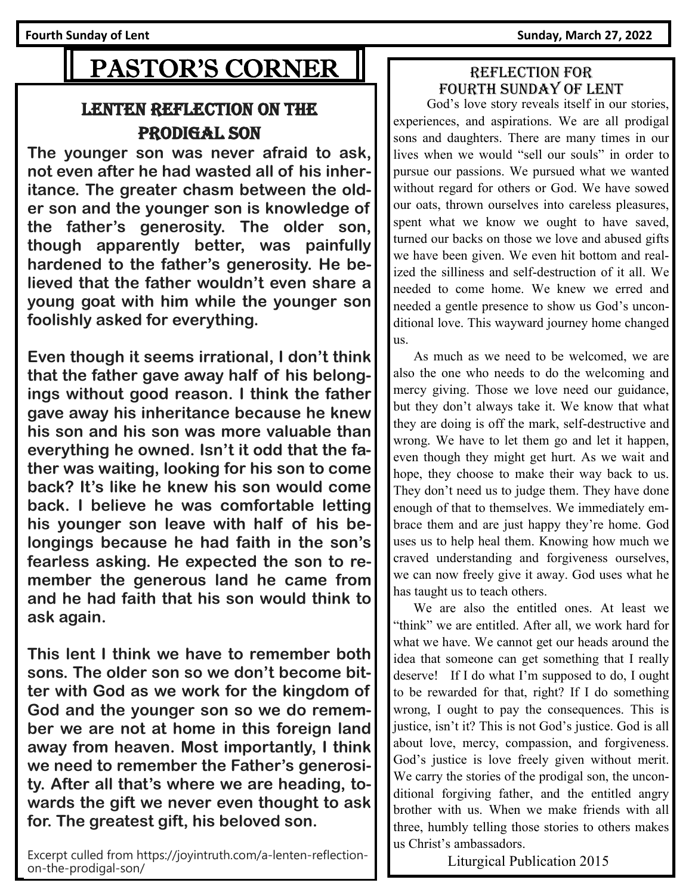# PASTOR'S CORNER

## LENTEN REFLECTION ON THE PRODIGAL SON

**The younger son was never afraid to ask, not even after he had wasted all of his inheritance. The greater chasm between the older son and the younger son is knowledge of the father's generosity. The older son, though apparently better, was painfully hardened to the father's generosity. He believed that the father wouldn't even share a young goat with him while the younger son foolishly asked for everything.**

**Even though it seems irrational, I don't think that the father gave away half of his belongings without good reason. I think the father gave away his inheritance because he knew his son and his son was more valuable than everything he owned. Isn't it odd that the father was waiting, looking for his son to come back? It's like he knew his son would come back. I believe he was comfortable letting his younger son leave with half of his belongings because he had faith in the son's fearless asking. He expected the son to remember the generous land he came from and he had faith that his son would think to ask again.**

**This lent I think we have to remember both sons. The older son so we don't become bitter with God as we work for the kingdom of God and the younger son so we do remember we are not at home in this foreign land away from heaven. Most importantly, I think we need to remember the Father's generosity. After all that's where we are heading, towards the gift we never even thought to ask for. The greatest gift, his beloved son.**

Excerpt culled from https://joyintruth.com/a-lenten-reflection-on-the-prodigal-son/

## REFLECTION FOR FOURTH SUNDAY OF LENT

God's love story reveals itself in our stories, experiences, and aspirations. We are all prodigal sons and daughters. There are many times in our lives when we would "sell our souls" in order to pursue our passions. We pursued what we wanted without regard for others or God. We have sowed our oats, thrown ourselves into careless pleasures, spent what we know we ought to have saved, turned our backs on those we love and abused gifts we have been given. We even hit bottom and realized the silliness and self-destruction of it all. We needed to come home. We knew we erred and needed a gentle presence to show us God's unconditional love. This wayward journey home changed us.

As much as we need to be welcomed, we are also the one who needs to do the welcoming and mercy giving. Those we love need our guidance, but they don't always take it. We know that what they are doing is off the mark, self-destructive and wrong. We have to let them go and let it happen, even though they might get hurt. As we wait and hope, they choose to make their way back to us. They don't need us to judge them. They have done enough of that to themselves. We immediately embrace them and are just happy they're home. God uses us to help heal them. Knowing how much we craved understanding and forgiveness ourselves, we can now freely give it away. God uses what he has taught us to teach others.

We are also the entitled ones. At least we "think" we are entitled. After all, we work hard for what we have. We cannot get our heads around the idea that someone can get something that I really deserve! If I do what I'm supposed to do, I ought to be rewarded for that, right? If I do something wrong, I ought to pay the consequences. This is justice, isn't it? This is not God's justice. God is all about love, mercy, compassion, and forgiveness. God's justice is love freely given without merit. We carry the stories of the prodigal son, the unconditional forgiving father, and the entitled angry brother with us. When we make friends with all three, humbly telling those stories to others makes us Christ's ambassadors.

Liturgical Publication 2015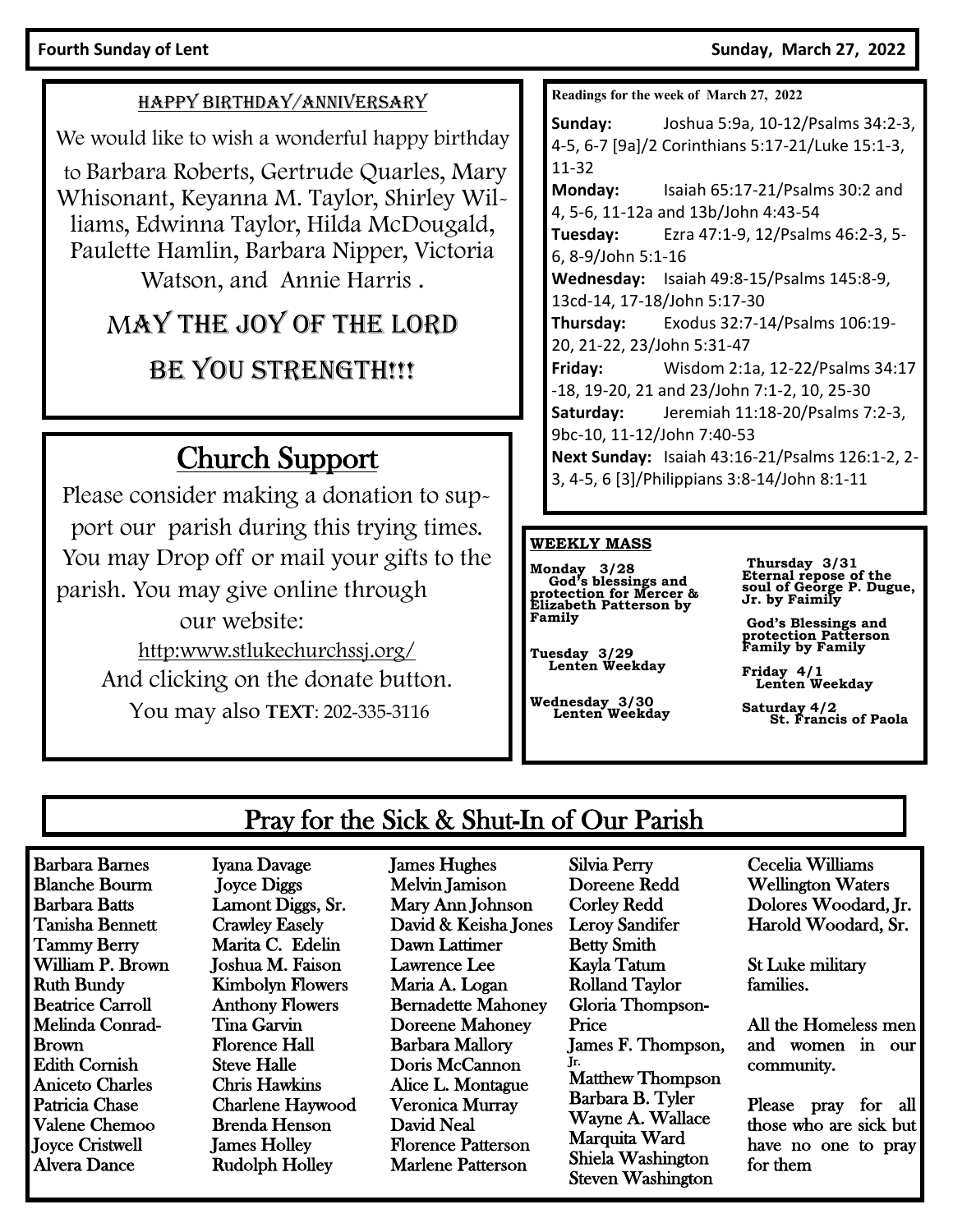Fourth Sunday of Lent — Sunday, March 27, 2022

### HAPPY BIRTHDAY/ANNIVERSARY

We would like to wish a wonderful happy birthday to Barbara Roberts, Gertrude Quarles, Mary Whisonant, Keyanna M. Taylor, Shirley Williams, Edwinna Taylor, Hilda McDougald, Paulette Hamlin, Barbara Nipper, Victoria Watson, and Annie Harris .

**MAY THE JOY OF THE LORD BE YOU STRENGTH!!!**

## Church Support

Please consider making a donation to support our parish during this trying times. You may Drop off or mail your gifts to the parish. You may give online through our website:

http:www.stlukechurchssj.org/

And clicking on the donate button.

You may also **TEXT**: 202-335-3116

**Readings for the week of March 27, 2022**

**Sunday:** Joshua 5:9a, 10-12/Psalms 34:2-3, 4-5, 6-7 [9a]/2 Corinthians 5:17-21/Luke 15:1-3, 11-32

**Monday:** Isaiah 65:17-21/Psalms 30:2 and 4, 5-6, 11-12a and 13b/John 4:43-54

**Tuesday:** Ezra 47:1-9, 12/Psalms 46:2-3, 5-6, 8-9/John 5:1-16

**Wednesday:** Isaiah 49:8-15/Psalms 145:8-9, 13cd-14, 17-18/John 5:17-30

**Thursday:** Exodus 32:7-14/Psalms 106:19-20, 21-22, 23/John 5:31-47

**Friday:** Wisdom 2:1a, 12-22/Psalms 34:17-18, 19-20, 21 and 23/John 7:1-2, 10, 25-30

**Saturday:** Jeremiah 11:18-20/Psalms 7:2-3, 9bc-10, 11-12/John 7:40-53

**Next Sunday:** Isaiah 43:16-21/Psalms 126:1-2, 2-3, 4-5, 6 [3]/Philippians 3:8-14/John 8:1-11

**WEEKLY MASS**

**Monday 3/28**
God's blessings and protection for Mercer & Elizabeth Patterson by Family

**Tuesday 3/29**
Lenten Weekday

**Wednesday 3/30**
Lenten Weekday

**Thursday 3/31**
Eternal repose of the soul of George P. Dugue, Jr. by Faimily

God's Blessings and protection Patterson Family by Family

**Friday 4/1**
Lenten Weekday

**Saturday 4/2**
St. Francis of Paola

## Pray for the Sick & Shut-In of Our Parish

Barbara Barnes
Blanche Bourm
Barbara Batts
Tanisha Bennett
Tammy Berry
William P. Brown
Ruth Bundy
Beatrice Carroll
Melinda Conrad-Brown
Edith Cornish
Aniceto Charles
Patricia Chase
Valene Chemoo
Joyce Cristwell
Alvera Dance

Iyana Davage
Joyce Diggs
Lamont Diggs, Sr.
Crawley Easely
Marita C. Edelin
Joshua M. Faison
Kimbolyn Flowers
Anthony Flowers
Tina Garvin
Florence Hall
Steve Halle
Chris Hawkins
Charlene Haywood
Brenda Henson
James Holley
Rudolph Holley

James Hughes
Melvin Jamison
Mary Ann Johnson
David & Keisha Jones
Dawn Lattimer
Lawrence Lee
Maria A. Logan
Bernadette Mahoney
Doreene Mahoney
Barbara Mallory
Doris McCannon
Alice L. Montague
Veronica Murray
David Neal
Florence Patterson
Marlene Patterson

Silvia Perry
Doreene Redd
Corley Redd
Leroy Sandifer
Betty Smith
Kayla Tatum
Rolland Taylor
Gloria Thompson-Price
James F. Thompson, Jr.
Matthew Thompson
Barbara B. Tyler
Wayne A. Wallace
Marquita Ward
Shiela Washington
Steven Washington

Cecelia Williams
Wellington Waters
Dolores Woodard, Jr.
Harold Woodard, Sr.

St Luke military families.

All the Homeless men and women in our community.

Please pray for all those who are sick but have no one to pray for them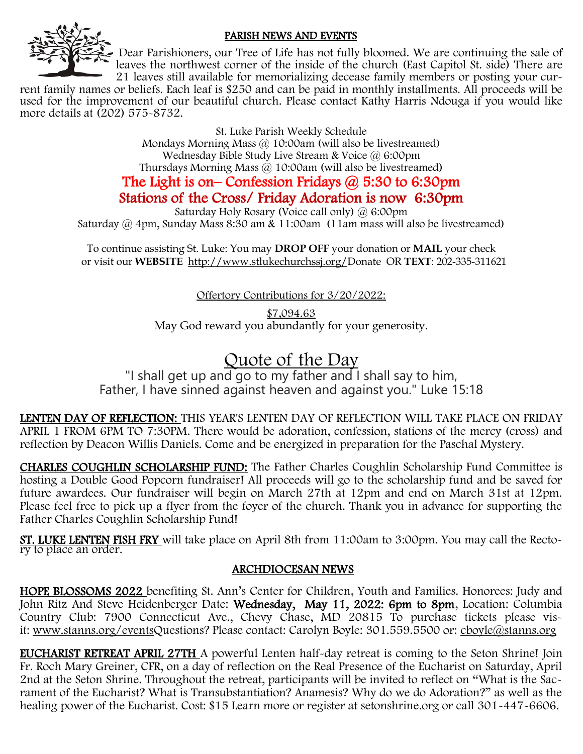## PARISH NEWS AND EVENTS

Dear Parishioners, our Tree of Life has not fully bloomed. We are continuing the sale of leaves the northwest corner of the inside of the church (East Capitol St. side) There are 21 leaves still available for memorializing decease family members or posting your current family names or beliefs. Each leaf is $250 and can be paid in monthly installments. All proceeds will be used for the improvement of our beautiful church. Please contact Kathy Harris Ndouga if you would like more details at (202) 575-8732.

St. Luke Parish Weekly Schedule
Mondays Morning Mass @ 10:00am (will also be livestreamed)
Wednesday Bible Study Live Stream & Voice @ 6:00pm
Thursdays Morning Mass @ 10:00am (will also be livestreamed)

**The Light is on– Confession Fridays @ 5:30 to 6:30pm**
**Stations of the Cross/ Friday Adoration is now 6:30pm**

Saturday Holy Rosary (Voice call only) @ 6:00pm
Saturday @ 4pm, Sunday Mass 8:30 am & 11:00am (11am mass will also be livestreamed)

To continue assisting St. Luke: You may **DROP OFF** your donation or **MAIL** your check or visit our **WEBSITE** http://www.stlukechurchssj.org/Donate OR **TEXT**: 202-335-311621

Offertory Contributions for 3/20/2022:

$7,094.63
May God reward you abundantly for your generosity.

# Quote of the Day

"I shall get up and go to my father and I shall say to him,
Father, I have sinned against heaven and against you." Luke 15:18

**LENTEN DAY OF REFLECTION:** THIS YEAR'S LENTEN DAY OF REFLECTION WILL TAKE PLACE ON FRIDAY APRIL 1 FROM 6PM TO 7:30PM. There would be adoration, confession, stations of the mercy (cross) and reflection by Deacon Willis Daniels. Come and be energized in preparation for the Paschal Mystery.

**CHARLES COUGHLIN SCHOLARSHIP FUND:** The Father Charles Coughlin Scholarship Fund Committee is hosting a Double Good Popcorn fundraiser! All proceeds will go to the scholarship fund and be saved for future awardees. Our fundraiser will begin on March 27th at 12pm and end on March 31st at 12pm. Please feel free to pick up a flyer from the foyer of the church. Thank you in advance for supporting the Father Charles Coughlin Scholarship Fund!

**ST. LUKE LENTEN FISH FRY** will take place on April 8th from 11:00am to 3:00pm. You may call the Rectory to place an order.

## ARCHDIOCESAN NEWS

**HOPE BLOSSOMS 2022** benefiting St. Ann's Center for Children, Youth and Families. Honorees: Judy and John Ritz And Steve Heidenberger Date: **Wednesday, May 11, 2022: 6pm to 8pm**, Location: Columbia Country Club: 7900 Connecticut Ave., Chevy Chase, MD 20815 To purchase tickets please visit: www.stanns.org/eventsQuestions? Please contact: Carolyn Boyle: 301.559.5500 or: cboyle@stanns.org

**EUCHARIST RETREAT APRIL 27TH** A powerful Lenten half-day retreat is coming to the Seton Shrine! Join Fr. Roch Mary Greiner, CFR, on a day of reflection on the Real Presence of the Eucharist on Saturday, April 2nd at the Seton Shrine. Throughout the retreat, participants will be invited to reflect on "What is the Sacrament of the Eucharist? What is Transubstantiation? Anamesis? Why do we do Adoration?" as well as the healing power of the Eucharist. Cost: $15 Learn more or register at setonshrine.org or call 301-447-6606.